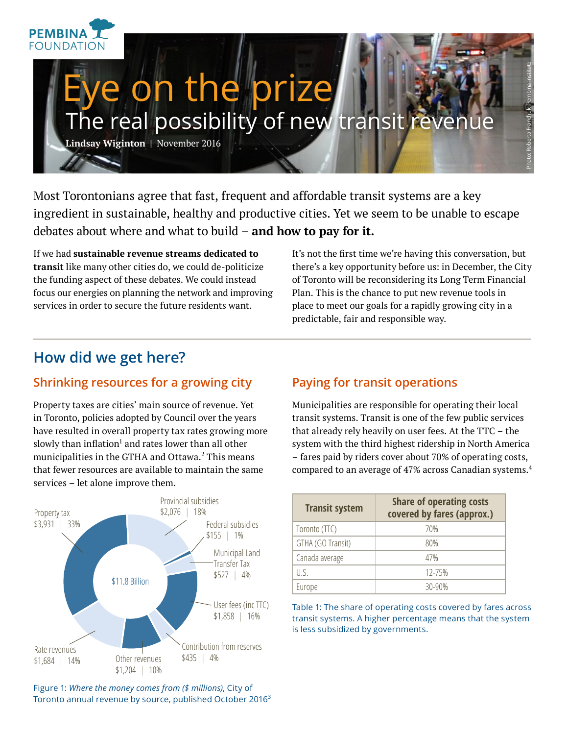PEMBINA FOUNDATION

# Eye on the prize

## The real possibility of new transit revenue

**Lindsay Wiginton** | November 2016

Photo: Roberta Franchuk, Pembina Institute

Most Torontonians agree that fast, frequent and affordable transit systems are a key ingredient in sustainable, healthy and productive cities. Yet we seem to be unable to escape debates about where and what to build – **and how to pay for it.**

If we had **sustainable revenue streams dedicated to transit** like many other cities do, we could de-politicize the funding aspect of these debates. We could instead focus our energies on planning the network and improving services in order to secure the future residents want.

It's not the first time we're having this conversation, but there's a key opportunity before us: in December, the City of Toronto will be reconsidering its Long Term Financial Plan. This is the chance to put new revenue tools in place to meet our goals for a rapidly growing city in a predictable, fair and responsible way.

## How did we get here?

### Shrinking resources for a growing city

Property taxes are cities' main source of revenue. Yet in Toronto, policies adopted by Council over the years have resulted in overall property tax rates growing more slowly than inflation[1] and rates lower than all other municipalities in the GTHA and Ottawa.[2] This means that fewer resources are available to maintain the same services – let alone improve them.

$11.8 Billion

- Property tax: $3,931 | 33%
- Provincial subsidies: $2,076 | 18%
- Federal subsidies: $155 | 1%
- Municipal Land Transfer Tax: $527 | 4%
- User fees (inc TTC): $1,858 | 16%
- Contribution from reserves: $435 | 4%
- Other revenues: $1,204 | 10%
- Rate revenues: $1,684 | 14%

Figure 1: *Where the money comes from ($ millions)*, City of Toronto annual revenue by source, published October 2016[3]

### Paying for transit operations

Municipalities are responsible for operating their local transit systems. Transit is one of the few public services that already rely heavily on user fees. At the TTC – the system with the third highest ridership in North America – fares paid by riders cover about 70% of operating costs, compared to an average of 47% across Canadian systems.[4]

| Transit system | Share of operating costs covered by fares (approx.) |
|---|---|
| Toronto (TTC) | 70% |
| GTHA (GO Transit) | 80% |
| Canada average | 47% |
| U.S. | 12-75% |
| Europe | 30-90% |

Table 1: The share of operating costs covered by fares across transit systems. A higher percentage means that the system is less subsidized by governments.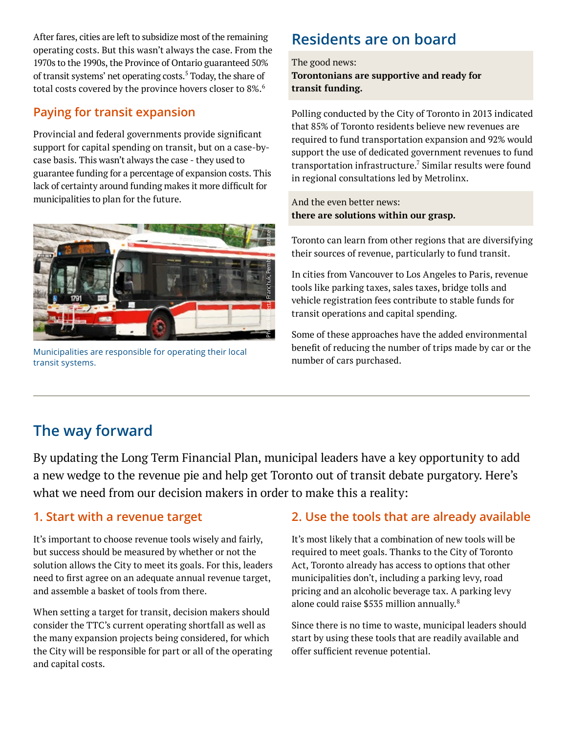After fares, cities are left to subsidize most of the remaining operating costs. But this wasn't always the case. From the 1970s to the 1990s, the Province of Ontario guaranteed 50% of transit systems' net operating costs.[5] Today, the share of total costs covered by the province hovers closer to 8%.[6]

### Paying for transit expansion

Provincial and federal governments provide significant support for capital spending on transit, but on a case-by-case basis. This wasn't always the case - they used to guarantee funding for a percentage of expansion costs. This lack of certainty around funding makes it more difficult for municipalities to plan for the future.

Photo: Roberta Franchuk, Pembina Institute

Municipalities are responsible for operating their local transit systems.

## Residents are on board

The good news:
**Torontonians are supportive and ready for transit funding.**

Polling conducted by the City of Toronto in 2013 indicated that 85% of Toronto residents believe new revenues are required to fund transportation expansion and 92% would support the use of dedicated government revenues to fund transportation infrastructure.[7] Similar results were found in regional consultations led by Metrolinx.

And the even better news:
**there are solutions within our grasp.**

Toronto can learn from other regions that are diversifying their sources of revenue, particularly to fund transit.

In cities from Vancouver to Los Angeles to Paris, revenue tools like parking taxes, sales taxes, bridge tolls and vehicle registration fees contribute to stable funds for transit operations and capital spending.

Some of these approaches have the added environmental benefit of reducing the number of trips made by car or the number of cars purchased.

---

## The way forward

By updating the Long Term Financial Plan, municipal leaders have a key opportunity to add a new wedge to the revenue pie and help get Toronto out of transit debate purgatory. Here's what we need from our decision makers in order to make this a reality:

### 1. Start with a revenue target

It's important to choose revenue tools wisely and fairly, but success should be measured by whether or not the solution allows the City to meet its goals. For this, leaders need to first agree on an adequate annual revenue target, and assemble a basket of tools from there.

When setting a target for transit, decision makers should consider the TTC's current operating shortfall as well as the many expansion projects being considered, for which the City will be responsible for part or all of the operating and capital costs.

### 2. Use the tools that are already available

It's most likely that a combination of new tools will be required to meet goals. Thanks to the City of Toronto Act, Toronto already has access to options that other municipalities don't, including a parking levy, road pricing and an alcoholic beverage tax. A parking levy alone could raise $535 million annually.[8]

Since there is no time to waste, municipal leaders should start by using these tools that are readily available and offer sufficient revenue potential.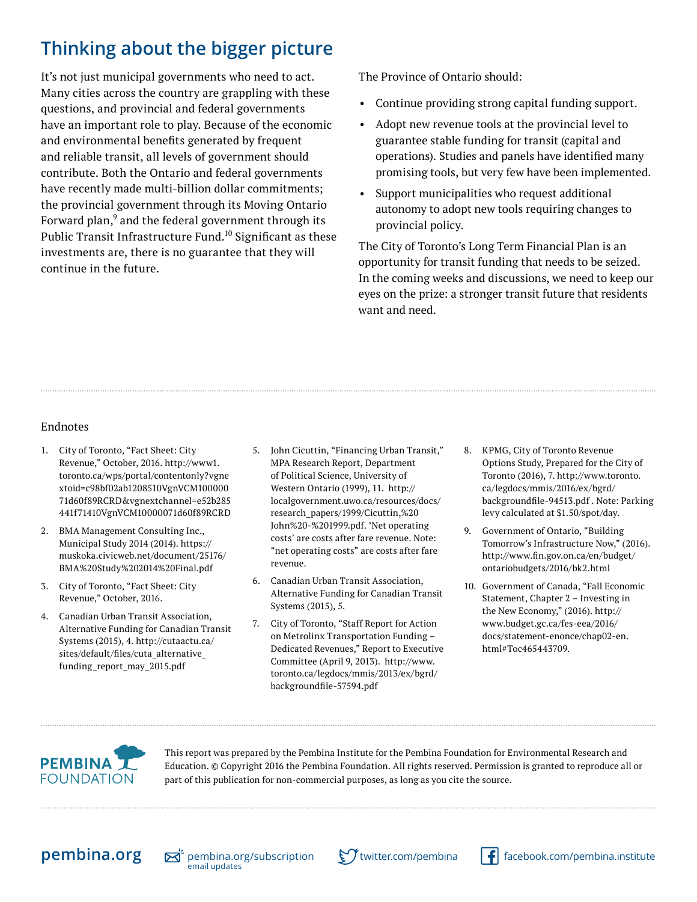## Thinking about the bigger picture

It's not just municipal governments who need to act. Many cities across the country are grappling with these questions, and provincial and federal governments have an important role to play. Because of the economic and environmental benefits generated by frequent and reliable transit, all levels of government should contribute. Both the Ontario and federal governments have recently made multi-billion dollar commitments; the provincial government through its Moving Ontario Forward plan,[9] and the federal government through its Public Transit Infrastructure Fund.[10] Significant as these investments are, there is no guarantee that they will continue in the future.

The Province of Ontario should:

- Continue providing strong capital funding support.
- Adopt new revenue tools at the provincial level to guarantee stable funding for transit (capital and operations). Studies and panels have identified many promising tools, but very few have been implemented.
- Support municipalities who request additional autonomy to adopt new tools requiring changes to provincial policy.

The City of Toronto's Long Term Financial Plan is an opportunity for transit funding that needs to be seized. In the coming weeks and discussions, we need to keep our eyes on the prize: a stronger transit future that residents want and need.

### Endnotes

1. City of Toronto, "Fact Sheet: City Revenue," October, 2016. http://www1.toronto.ca/wps/portal/contentonly?vgnextoid=c98bf02ab1208510VgnVCM10000071d60f89RCRD&vgnextchannel=e52b285441f71410VgnVCM10000071d60f89RCRD
2. BMA Management Consulting Inc., Municipal Study 2014 (2014). https://muskoka.civicweb.net/document/25176/BMA%20Study%202014%20Final.pdf
3. City of Toronto, "Fact Sheet: City Revenue," October, 2016.
4. Canadian Urban Transit Association, Alternative Funding for Canadian Transit Systems (2015), 4. http://cutaactu.ca/sites/default/files/cuta_alternative_funding_report_may_2015.pdf
5. John Cicuttin, "Financing Urban Transit," MPA Research Report, Department of Political Science, University of Western Ontario (1999), 11. http://localgovernment.uwo.ca/resources/docs/research_papers/1999/Cicuttin,%20John%20-%201999.pdf. 'Net operating costs' are costs after fare revenue. Note: "net operating costs" are costs after fare revenue.
6. Canadian Urban Transit Association, Alternative Funding for Canadian Transit Systems (2015), 5.
7. City of Toronto, "Staff Report for Action on Metrolinx Transportation Funding – Dedicated Revenues," Report to Executive Committee (April 9, 2013). http://www.toronto.ca/legdocs/mmis/2013/ex/bgrd/backgroundfile-57594.pdf
8. KPMG, City of Toronto Revenue Options Study, Prepared for the City of Toronto (2016), 7. http://www.toronto.ca/legdocs/mmis/2016/ex/bgrd/backgroundfile-94513.pdf . Note: Parking levy calculated at $1.50/spot/day.
9. Government of Ontario, "Building Tomorrow's Infrastructure Now," (2016). http://www.fin.gov.on.ca/en/budget/ontariobudgets/2016/bk2.html
10. Government of Canada, "Fall Economic Statement, Chapter 2 – Investing in the New Economy," (2016). http://www.budget.gc.ca/fes-eea/2016/docs/statement-enonce/chap02-en.html#Toc465443709.

PEMBINA FOUNDATION

This report was prepared by the Pembina Institute for the Pembina Foundation for Environmental Research and Education. © Copyright 2016 the Pembina Foundation. All rights reserved. Permission is granted to reproduce all or part of this publication for non-commercial purposes, as long as you cite the source.

pembina.org | pembina.org/subscription email updates | twitter.com/pembina | facebook.com/pembina.institute